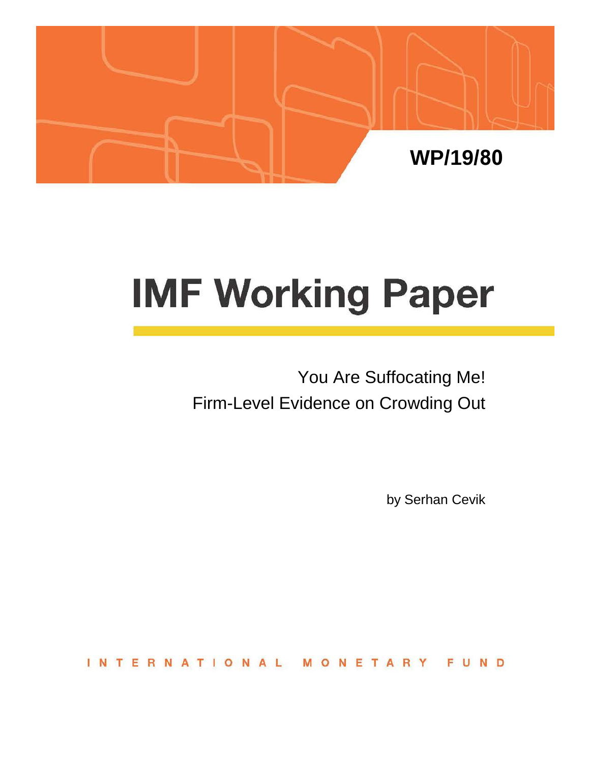WP/19/80

# IMF Working Paper

You Are Suffocating Me!
Firm-Level Evidence on Crowding Out

by Serhan Cevik

INTERNATIONAL MONETARY FUND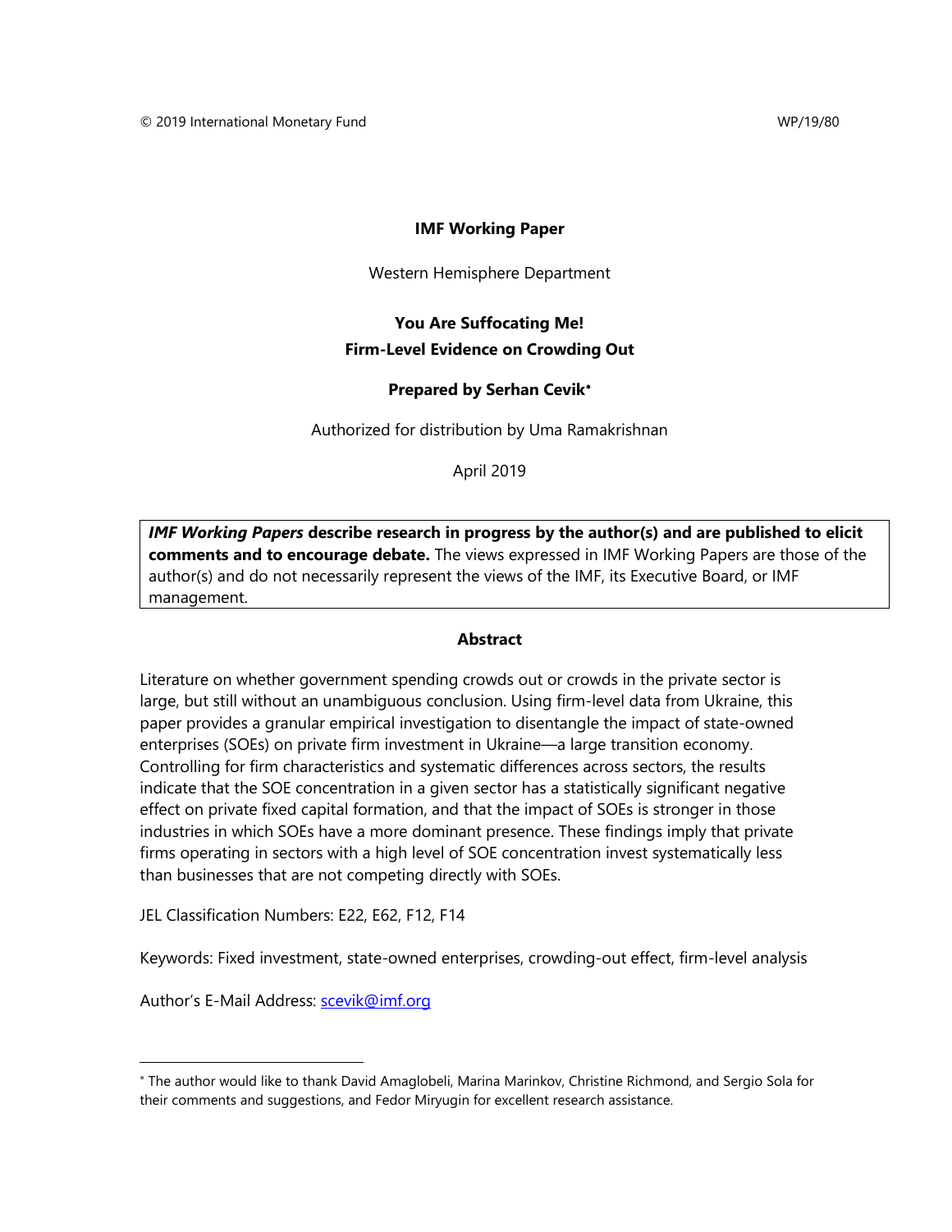© 2019 International Monetary Fund WP/19/80

**IMF Working Paper**

Western Hemisphere Department

**You Are Suffocating Me!**
**Firm-Level Evidence on Crowding Out**

**Prepared by Serhan Cevik**[*]

Authorized for distribution by Uma Ramakrishnan

April 2019

***IMF Working Papers* describe research in progress by the author(s) and are published to elicit comments and to encourage debate.** The views expressed in IMF Working Papers are those of the author(s) and do not necessarily represent the views of the IMF, its Executive Board, or IMF management.

**Abstract**

Literature on whether government spending crowds out or crowds in the private sector is large, but still without an unambiguous conclusion. Using firm-level data from Ukraine, this paper provides a granular empirical investigation to disentangle the impact of state-owned enterprises (SOEs) on private firm investment in Ukraine—a large transition economy. Controlling for firm characteristics and systematic differences across sectors, the results indicate that the SOE concentration in a given sector has a statistically significant negative effect on private fixed capital formation, and that the impact of SOEs is stronger in those industries in which SOEs have a more dominant presence. These findings imply that private firms operating in sectors with a high level of SOE concentration invest systematically less than businesses that are not competing directly with SOEs.

JEL Classification Numbers: E22, E62, F12, F14

Keywords: Fixed investment, state-owned enterprises, crowding-out effect, firm-level analysis

Author's E-Mail Address: scevik@imf.org

---

[*] The author would like to thank David Amaglobeli, Marina Marinkov, Christine Richmond, and Sergio Sola for their comments and suggestions, and Fedor Miryugin for excellent research assistance.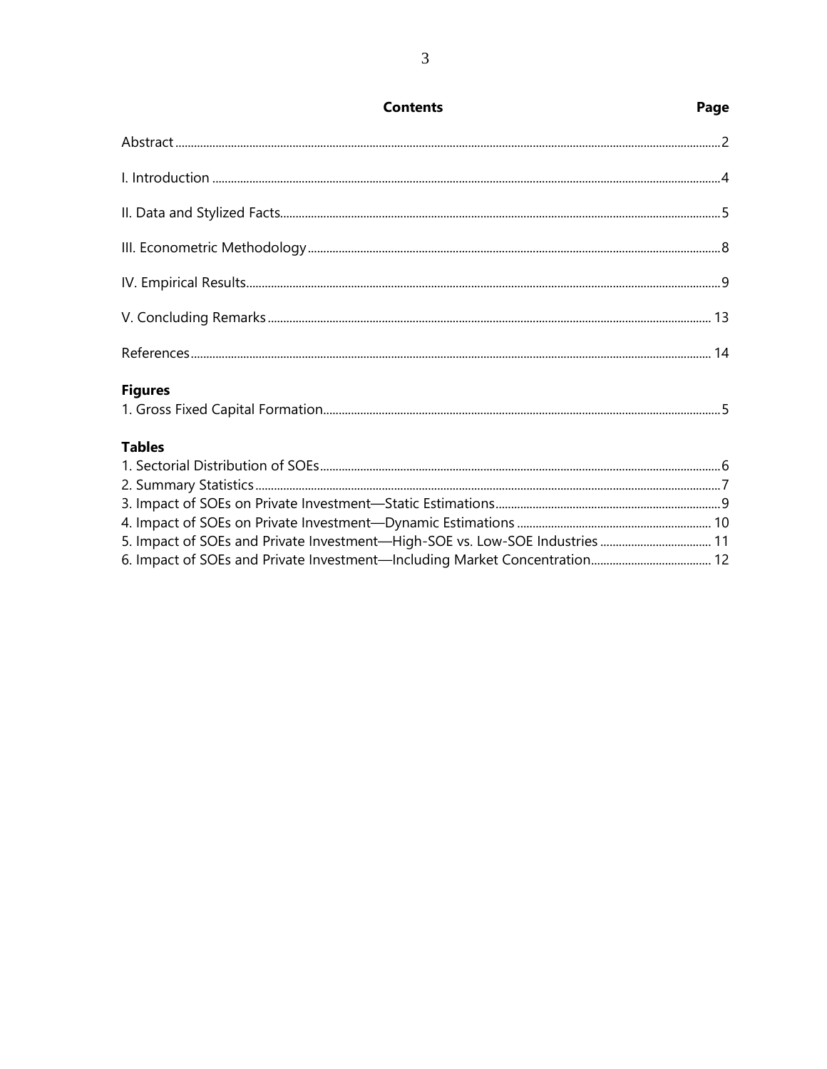## Contents

| Contents | Page |
|---|---|
| Abstract | 2 |
| I. Introduction | 4 |
| II. Data and Stylized Facts | 5 |
| III. Econometric Methodology | 8 |
| IV. Empirical Results | 9 |
| V. Concluding Remarks | 13 |
| References | 14 |

**Figures**

| | |
|---|---|
| 1. Gross Fixed Capital Formation | 5 |

**Tables**

| | |
|---|---|
| 1. Sectorial Distribution of SOEs | 6 |
| 2. Summary Statistics | 7 |
| 3. Impact of SOEs on Private Investment—Static Estimations | 9 |
| 4. Impact of SOEs on Private Investment—Dynamic Estimations | 10 |
| 5. Impact of SOEs and Private Investment—High-SOE vs. Low-SOE Industries | 11 |
| 6. Impact of SOEs and Private Investment—Including Market Concentration | 12 |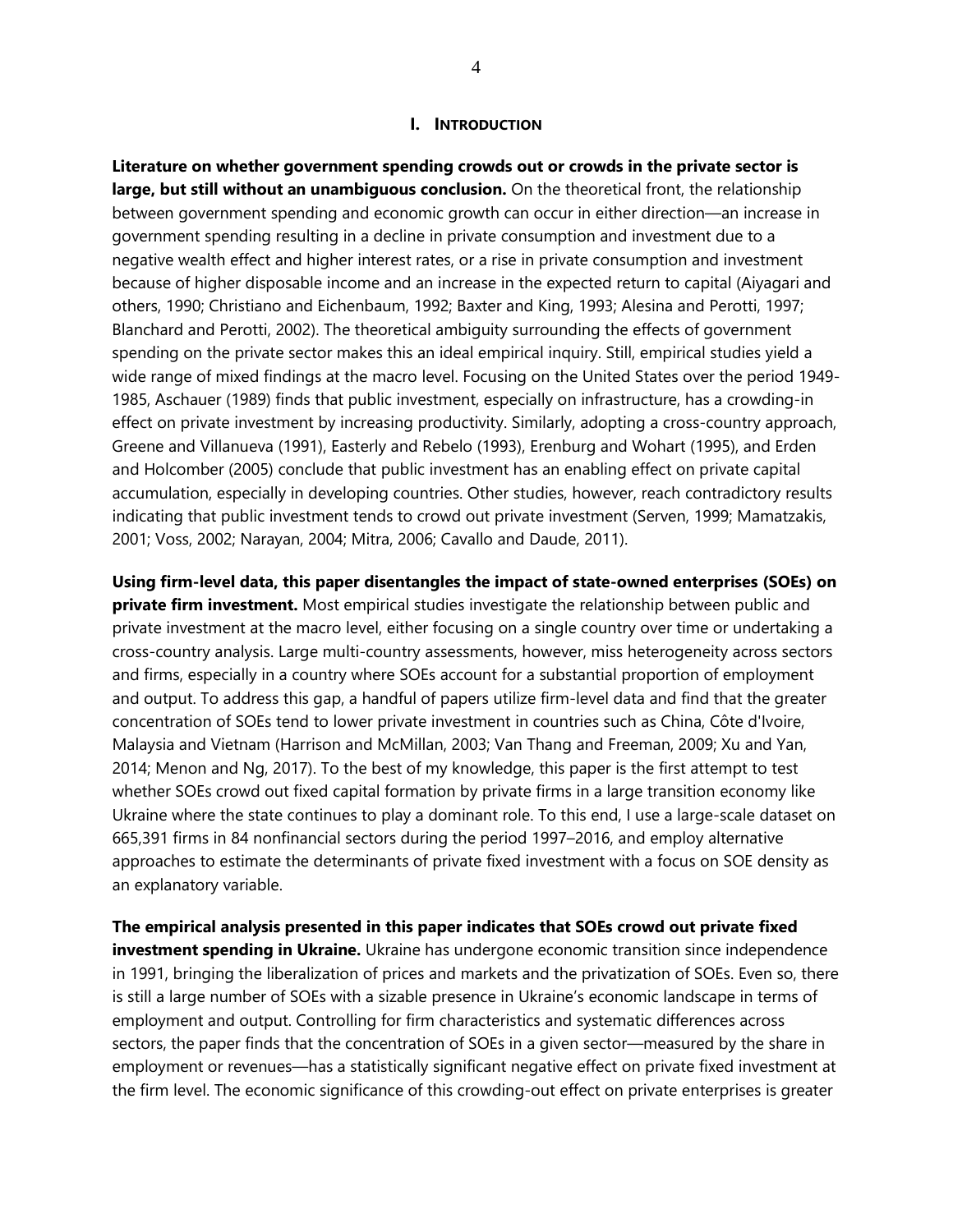## I. INTRODUCTION

**Literature on whether government spending crowds out or crowds in the private sector is large, but still without an unambiguous conclusion.** On the theoretical front, the relationship between government spending and economic growth can occur in either direction—an increase in government spending resulting in a decline in private consumption and investment due to a negative wealth effect and higher interest rates, or a rise in private consumption and investment because of higher disposable income and an increase in the expected return to capital (Aiyagari and others, 1990; Christiano and Eichenbaum, 1992; Baxter and King, 1993; Alesina and Perotti, 1997; Blanchard and Perotti, 2002). The theoretical ambiguity surrounding the effects of government spending on the private sector makes this an ideal empirical inquiry. Still, empirical studies yield a wide range of mixed findings at the macro level. Focusing on the United States over the period 1949-1985, Aschauer (1989) finds that public investment, especially on infrastructure, has a crowding-in effect on private investment by increasing productivity. Similarly, adopting a cross-country approach, Greene and Villanueva (1991), Easterly and Rebelo (1993), Erenburg and Wohart (1995), and Erden and Holcomber (2005) conclude that public investment has an enabling effect on private capital accumulation, especially in developing countries. Other studies, however, reach contradictory results indicating that public investment tends to crowd out private investment (Serven, 1999; Mamatzakis, 2001; Voss, 2002; Narayan, 2004; Mitra, 2006; Cavallo and Daude, 2011).

**Using firm-level data, this paper disentangles the impact of state-owned enterprises (SOEs) on private firm investment.** Most empirical studies investigate the relationship between public and private investment at the macro level, either focusing on a single country over time or undertaking a cross-country analysis. Large multi-country assessments, however, miss heterogeneity across sectors and firms, especially in a country where SOEs account for a substantial proportion of employment and output. To address this gap, a handful of papers utilize firm-level data and find that the greater concentration of SOEs tend to lower private investment in countries such as China, Côte d'Ivoire, Malaysia and Vietnam (Harrison and McMillan, 2003; Van Thang and Freeman, 2009; Xu and Yan, 2014; Menon and Ng, 2017). To the best of my knowledge, this paper is the first attempt to test whether SOEs crowd out fixed capital formation by private firms in a large transition economy like Ukraine where the state continues to play a dominant role. To this end, I use a large-scale dataset on 665,391 firms in 84 nonfinancial sectors during the period 1997–2016, and employ alternative approaches to estimate the determinants of private fixed investment with a focus on SOE density as an explanatory variable.

**The empirical analysis presented in this paper indicates that SOEs crowd out private fixed investment spending in Ukraine.** Ukraine has undergone economic transition since independence in 1991, bringing the liberalization of prices and markets and the privatization of SOEs. Even so, there is still a large number of SOEs with a sizable presence in Ukraine's economic landscape in terms of employment and output. Controlling for firm characteristics and systematic differences across sectors, the paper finds that the concentration of SOEs in a given sector—measured by the share in employment or revenues—has a statistically significant negative effect on private fixed investment at the firm level. The economic significance of this crowding-out effect on private enterprises is greater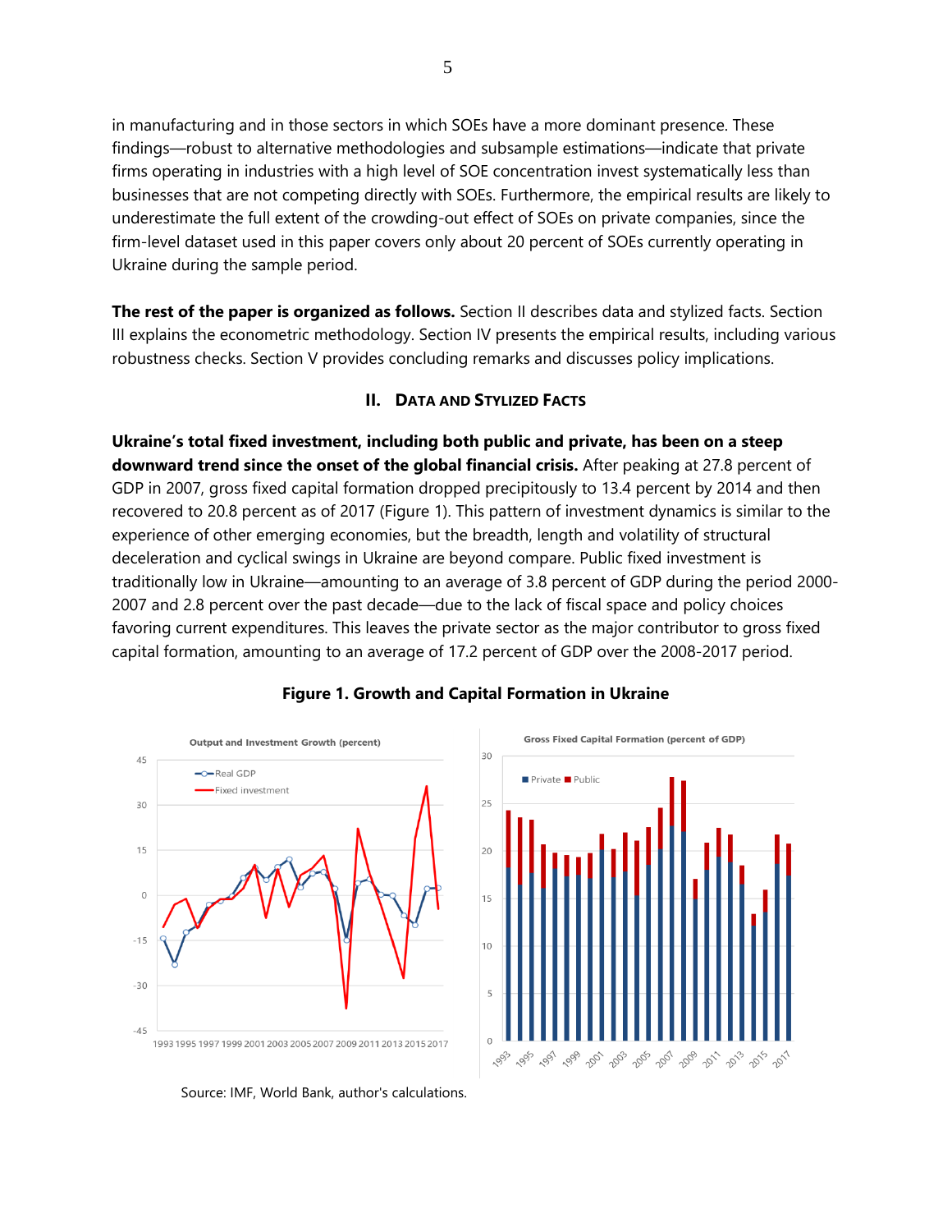in manufacturing and in those sectors in which SOEs have a more dominant presence. These findings—robust to alternative methodologies and subsample estimations—indicate that private firms operating in industries with a high level of SOE concentration invest systematically less than businesses that are not competing directly with SOEs. Furthermore, the empirical results are likely to underestimate the full extent of the crowding-out effect of SOEs on private companies, since the firm-level dataset used in this paper covers only about 20 percent of SOEs currently operating in Ukraine during the sample period.

**The rest of the paper is organized as follows.** Section II describes data and stylized facts. Section III explains the econometric methodology. Section IV presents the empirical results, including various robustness checks. Section V provides concluding remarks and discusses policy implications.

## II. Data and Stylized Facts

**Ukraine's total fixed investment, including both public and private, has been on a steep downward trend since the onset of the global financial crisis.** After peaking at 27.8 percent of GDP in 2007, gross fixed capital formation dropped precipitously to 13.4 percent by 2014 and then recovered to 20.8 percent as of 2017 (Figure 1). This pattern of investment dynamics is similar to the experience of other emerging economies, but the breadth, length and volatility of structural deceleration and cyclical swings in Ukraine are beyond compare. Public fixed investment is traditionally low in Ukraine—amounting to an average of 3.8 percent of GDP during the period 2000-2007 and 2.8 percent over the past decade—due to the lack of fiscal space and policy choices favoring current expenditures. This leaves the private sector as the major contributor to gross fixed capital formation, amounting to an average of 17.2 percent of GDP over the 2008-2017 period.

**Figure 1. Growth and Capital Formation in Ukraine**

Source: IMF, World Bank, author's calculations.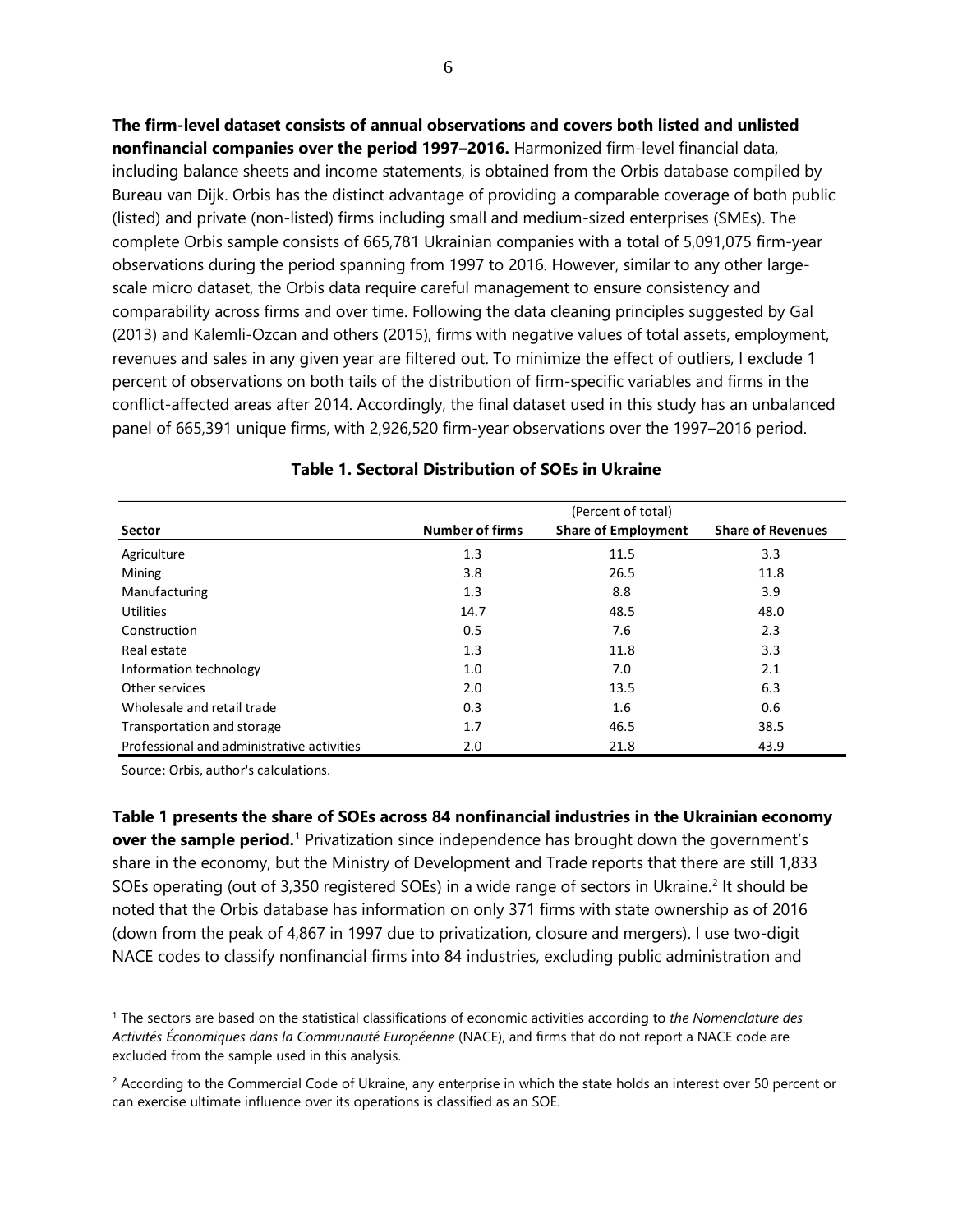**The firm-level dataset consists of annual observations and covers both listed and unlisted nonfinancial companies over the period 1997–2016.** Harmonized firm-level financial data, including balance sheets and income statements, is obtained from the Orbis database compiled by Bureau van Dijk. Orbis has the distinct advantage of providing a comparable coverage of both public (listed) and private (non-listed) firms including small and medium-sized enterprises (SMEs). The complete Orbis sample consists of 665,781 Ukrainian companies with a total of 5,091,075 firm-year observations during the period spanning from 1997 to 2016. However, similar to any other large-scale micro dataset, the Orbis data require careful management to ensure consistency and comparability across firms and over time. Following the data cleaning principles suggested by Gal (2013) and Kalemli-Ozcan and others (2015), firms with negative values of total assets, employment, revenues and sales in any given year are filtered out. To minimize the effect of outliers, I exclude 1 percent of observations on both tails of the distribution of firm-specific variables and firms in the conflict-affected areas after 2014. Accordingly, the final dataset used in this study has an unbalanced panel of 665,391 unique firms, with 2,926,520 firm-year observations over the 1997–2016 period.

**Table 1. Sectoral Distribution of SOEs in Ukraine**

| | (Percent of total) | | |
|---|---|---|---|
| **Sector** | **Number of firms** | **Share of Employment** | **Share of Revenues** |
| Agriculture | 1.3 | 11.5 | 3.3 |
| Mining | 3.8 | 26.5 | 11.8 |
| Manufacturing | 1.3 | 8.8 | 3.9 |
| Utilities | 14.7 | 48.5 | 48.0 |
| Construction | 0.5 | 7.6 | 2.3 |
| Real estate | 1.3 | 11.8 | 3.3 |
| Information technology | 1.0 | 7.0 | 2.1 |
| Other services | 2.0 | 13.5 | 6.3 |
| Wholesale and retail trade | 0.3 | 1.6 | 0.6 |
| Transportation and storage | 1.7 | 46.5 | 38.5 |
| Professional and administrative activities | 2.0 | 21.8 | 43.9 |

Source: Orbis, author's calculations.

**Table 1 presents the share of SOEs across 84 nonfinancial industries in the Ukrainian economy over the sample period.**[1] Privatization since independence has brought down the government's share in the economy, but the Ministry of Development and Trade reports that there are still 1,833 SOEs operating (out of 3,350 registered SOEs) in a wide range of sectors in Ukraine.[2] It should be noted that the Orbis database has information on only 371 firms with state ownership as of 2016 (down from the peak of 4,867 in 1997 due to privatization, closure and mergers). I use two-digit NACE codes to classify nonfinancial firms into 84 industries, excluding public administration and

[1] The sectors are based on the statistical classifications of economic activities according to *the Nomenclature des Activités Économiques dans la Communauté Européenne* (NACE), and firms that do not report a NACE code are excluded from the sample used in this analysis.

[2] According to the Commercial Code of Ukraine, any enterprise in which the state holds an interest over 50 percent or can exercise ultimate influence over its operations is classified as an SOE.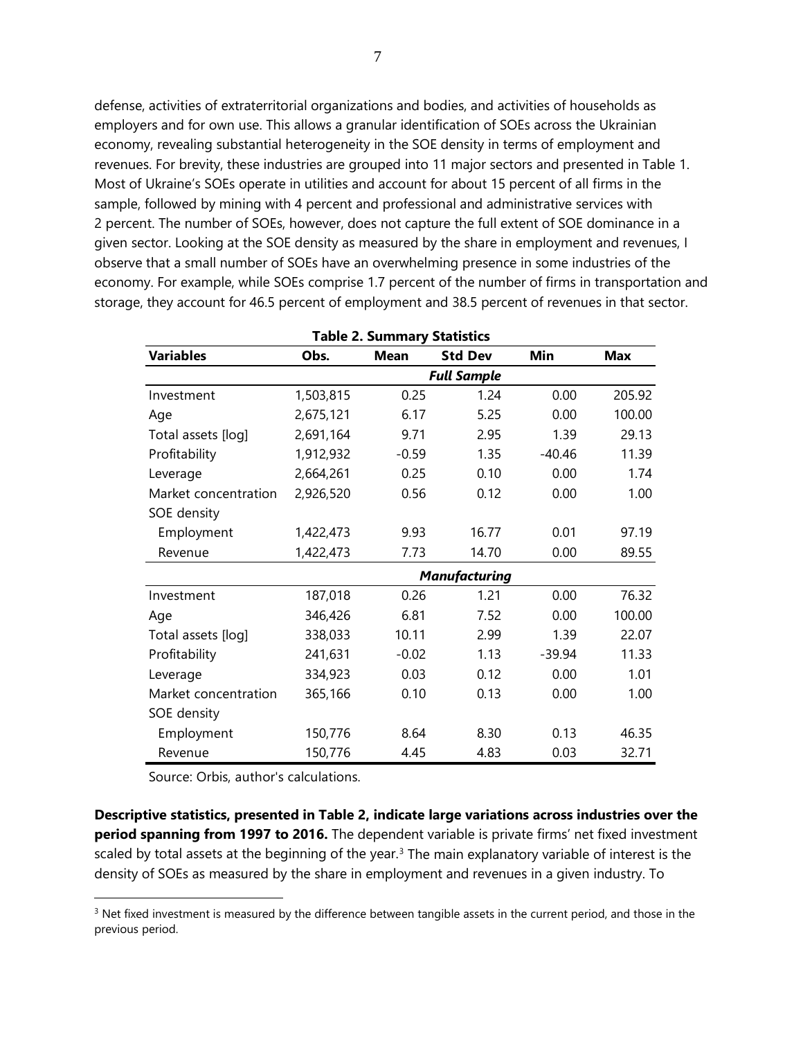defense, activities of extraterritorial organizations and bodies, and activities of households as employers and for own use. This allows a granular identification of SOEs across the Ukrainian economy, revealing substantial heterogeneity in the SOE density in terms of employment and revenues. For brevity, these industries are grouped into 11 major sectors and presented in Table 1. Most of Ukraine's SOEs operate in utilities and account for about 15 percent of all firms in the sample, followed by mining with 4 percent and professional and administrative services with 2 percent. The number of SOEs, however, does not capture the full extent of SOE dominance in a given sector. Looking at the SOE density as measured by the share in employment and revenues, I observe that a small number of SOEs have an overwhelming presence in some industries of the economy. For example, while SOEs comprise 1.7 percent of the number of firms in transportation and storage, they account for 46.5 percent of employment and 38.5 percent of revenues in that sector.

**Table 2. Summary Statistics**

| Variables | Obs. | Mean | Std Dev | Min | Max |
|---|---|---|---|---|---|
| | | | ***Full Sample*** | | |
| Investment | 1,503,815 | 0.25 | 1.24 | 0.00 | 205.92 |
| Age | 2,675,121 | 6.17 | 5.25 | 0.00 | 100.00 |
| Total assets [log] | 2,691,164 | 9.71 | 2.95 | 1.39 | 29.13 |
| Profitability | 1,912,932 | -0.59 | 1.35 | -40.46 | 11.39 |
| Leverage | 2,664,261 | 0.25 | 0.10 | 0.00 | 1.74 |
| Market concentration | 2,926,520 | 0.56 | 0.12 | 0.00 | 1.00 |
| SOE density | | | | | |
| Employment | 1,422,473 | 9.93 | 16.77 | 0.01 | 97.19 |
| Revenue | 1,422,473 | 7.73 | 14.70 | 0.00 | 89.55 |
| | | | ***Manufacturing*** | | |
| Investment | 187,018 | 0.26 | 1.21 | 0.00 | 76.32 |
| Age | 346,426 | 6.81 | 7.52 | 0.00 | 100.00 |
| Total assets [log] | 338,033 | 10.11 | 2.99 | 1.39 | 22.07 |
| Profitability | 241,631 | -0.02 | 1.13 | -39.94 | 11.33 |
| Leverage | 334,923 | 0.03 | 0.12 | 0.00 | 1.01 |
| Market concentration | 365,166 | 0.10 | 0.13 | 0.00 | 1.00 |
| SOE density | | | | | |
| Employment | 150,776 | 8.64 | 8.30 | 0.13 | 46.35 |
| Revenue | 150,776 | 4.45 | 4.83 | 0.03 | 32.71 |

Source: Orbis, author's calculations.

**Descriptive statistics, presented in Table 2, indicate large variations across industries over the period spanning from 1997 to 2016.** The dependent variable is private firms' net fixed investment scaled by total assets at the beginning of the year.[3] The main explanatory variable of interest is the density of SOEs as measured by the share in employment and revenues in a given industry. To

[3] Net fixed investment is measured by the difference between tangible assets in the current period, and those in the previous period.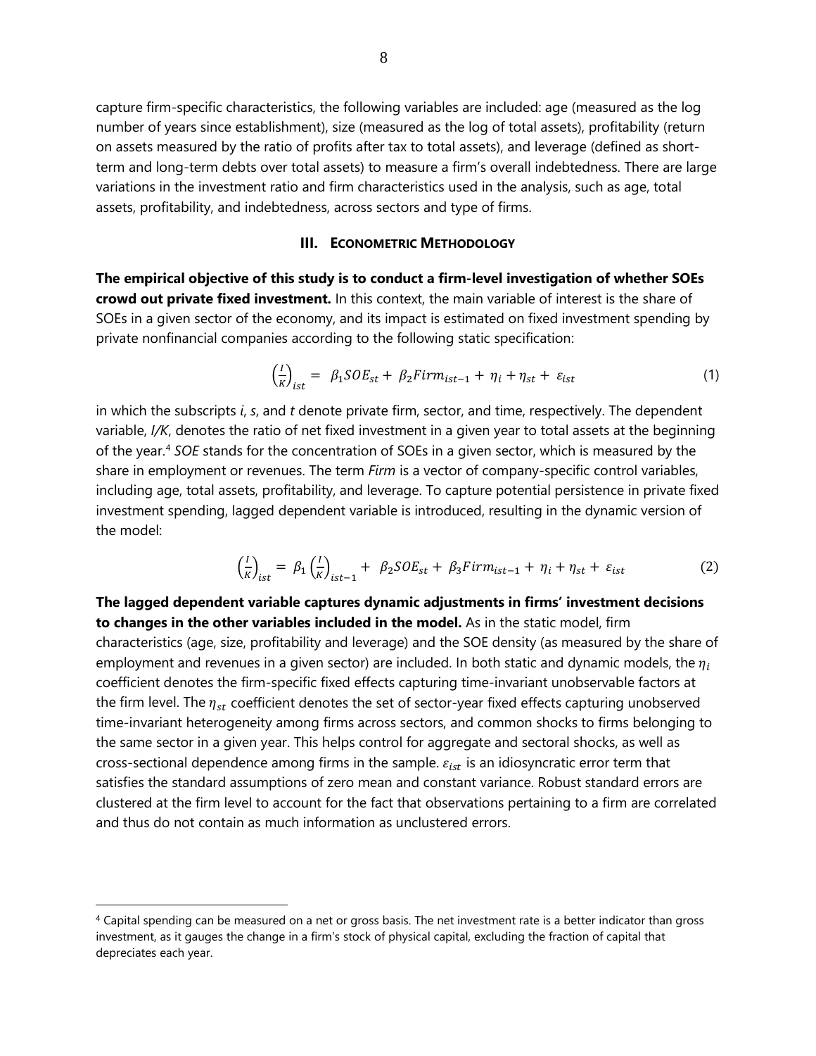capture firm-specific characteristics, the following variables are included: age (measured as the log number of years since establishment), size (measured as the log of total assets), profitability (return on assets measured by the ratio of profits after tax to total assets), and leverage (defined as short-term and long-term debts over total assets) to measure a firm's overall indebtedness. There are large variations in the investment ratio and firm characteristics used in the analysis, such as age, total assets, profitability, and indebtedness, across sectors and type of firms.

## III. Econometric Methodology

**The empirical objective of this study is to conduct a firm-level investigation of whether SOEs crowd out private fixed investment.** In this context, the main variable of interest is the share of SOEs in a given sector of the economy, and its impact is estimated on fixed investment spending by private nonfinancial companies according to the following static specification:

$$\left(\frac{I}{K}\right)_{ist} = \beta_1 SOE_{st} + \beta_2 Firm_{ist-1} + \eta_i + \eta_{st} + \varepsilon_{ist} \tag{1}$$

in which the subscripts *i*, *s*, and *t* denote private firm, sector, and time, respectively. The dependent variable, *I/K*, denotes the ratio of net fixed investment in a given year to total assets at the beginning of the year.[4] *SOE* stands for the concentration of SOEs in a given sector, which is measured by the share in employment or revenues. The term *Firm* is a vector of company-specific control variables, including age, total assets, profitability, and leverage. To capture potential persistence in private fixed investment spending, lagged dependent variable is introduced, resulting in the dynamic version of the model:

$$\left(\frac{I}{K}\right)_{ist} = \beta_1 \left(\frac{I}{K}\right)_{ist-1} + \beta_2 SOE_{st} + \beta_3 Firm_{ist-1} + \eta_i + \eta_{st} + \varepsilon_{ist} \tag{2}$$

**The lagged dependent variable captures dynamic adjustments in firms' investment decisions to changes in the other variables included in the model.** As in the static model, firm characteristics (age, size, profitability and leverage) and the SOE density (as measured by the share of employment and revenues in a given sector) are included. In both static and dynamic models, the $\eta_i$ coefficient denotes the firm-specific fixed effects capturing time-invariant unobservable factors at the firm level. The $\eta_{st}$ coefficient denotes the set of sector-year fixed effects capturing unobserved time-invariant heterogeneity among firms across sectors, and common shocks to firms belonging to the same sector in a given year. This helps control for aggregate and sectoral shocks, as well as cross-sectional dependence among firms in the sample. $\varepsilon_{ist}$ is an idiosyncratic error term that satisfies the standard assumptions of zero mean and constant variance. Robust standard errors are clustered at the firm level to account for the fact that observations pertaining to a firm are correlated and thus do not contain as much information as unclustered errors.

---

[4] Capital spending can be measured on a net or gross basis. The net investment rate is a better indicator than gross investment, as it gauges the change in a firm's stock of physical capital, excluding the fraction of capital that depreciates each year.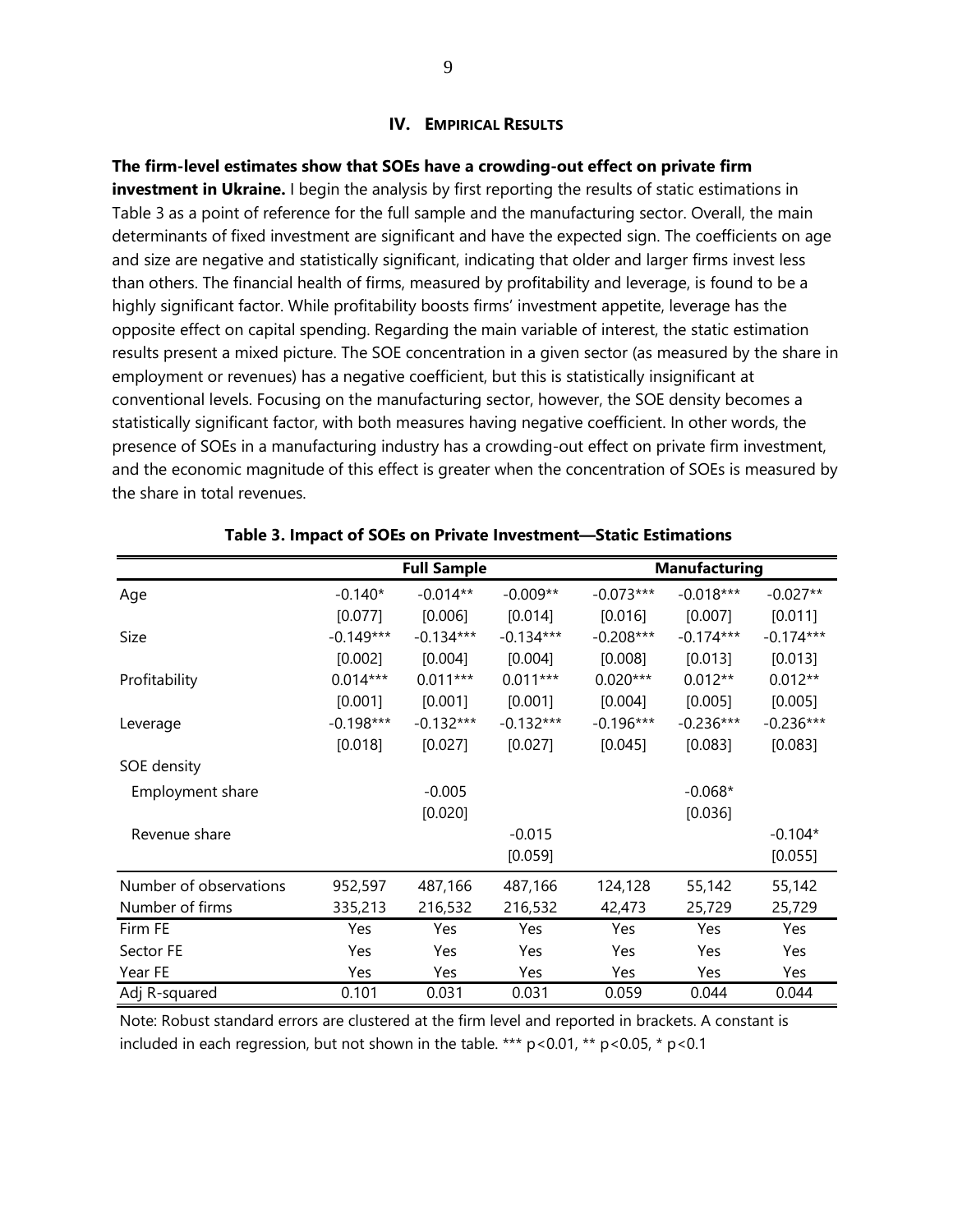## IV. Empirical Results

**The firm-level estimates show that SOEs have a crowding-out effect on private firm investment in Ukraine.** I begin the analysis by first reporting the results of static estimations in Table 3 as a point of reference for the full sample and the manufacturing sector. Overall, the main determinants of fixed investment are significant and have the expected sign. The coefficients on age and size are negative and statistically significant, indicating that older and larger firms invest less than others. The financial health of firms, measured by profitability and leverage, is found to be a highly significant factor. While profitability boosts firms' investment appetite, leverage has the opposite effect on capital spending. Regarding the main variable of interest, the static estimation results present a mixed picture. The SOE concentration in a given sector (as measured by the share in employment or revenues) has a negative coefficient, but this is statistically insignificant at conventional levels. Focusing on the manufacturing sector, however, the SOE density becomes a statistically significant factor, with both measures having negative coefficient. In other words, the presence of SOEs in a manufacturing industry has a crowding-out effect on private firm investment, and the economic magnitude of this effect is greater when the concentration of SOEs is measured by the share in total revenues.

**Table 3. Impact of SOEs on Private Investment—Static Estimations**

| | Full Sample | | | Manufacturing | | |
|---|---|---|---|---|---|---|
| Age | -0.140* | -0.014** | -0.009** | -0.073*** | -0.018*** | -0.027** |
| | [0.077] | [0.006] | [0.014] | [0.016] | [0.007] | [0.011] |
| Size | -0.149*** | -0.134*** | -0.134*** | -0.208*** | -0.174*** | -0.174*** |
| | [0.002] | [0.004] | [0.004] | [0.008] | [0.013] | [0.013] |
| Profitability | 0.014*** | 0.011*** | 0.011*** | 0.020*** | 0.012** | 0.012** |
| | [0.001] | [0.001] | [0.001] | [0.004] | [0.005] | [0.005] |
| Leverage | -0.198*** | -0.132*** | -0.132*** | -0.196*** | -0.236*** | -0.236*** |
| | [0.018] | [0.027] | [0.027] | [0.045] | [0.083] | [0.083] |
| SOE density | | | | | | |
| Employment share | | -0.005 | | | -0.068* | |
| | | [0.020] | | | [0.036] | |
| Revenue share | | | -0.015 | | | -0.104* |
| | | | [0.059] | | | [0.055] |
| Number of observations | 952,597 | 487,166 | 487,166 | 124,128 | 55,142 | 55,142 |
| Number of firms | 335,213 | 216,532 | 216,532 | 42,473 | 25,729 | 25,729 |
| Firm FE | Yes | Yes | Yes | Yes | Yes | Yes |
| Sector FE | Yes | Yes | Yes | Yes | Yes | Yes |
| Year FE | Yes | Yes | Yes | Yes | Yes | Yes |
| Adj R-squared | 0.101 | 0.031 | 0.031 | 0.059 | 0.044 | 0.044 |

Note: Robust standard errors are clustered at the firm level and reported in brackets. A constant is included in each regression, but not shown in the table. *** $p<0.01$, ** $p<0.05$, * $p<0.1$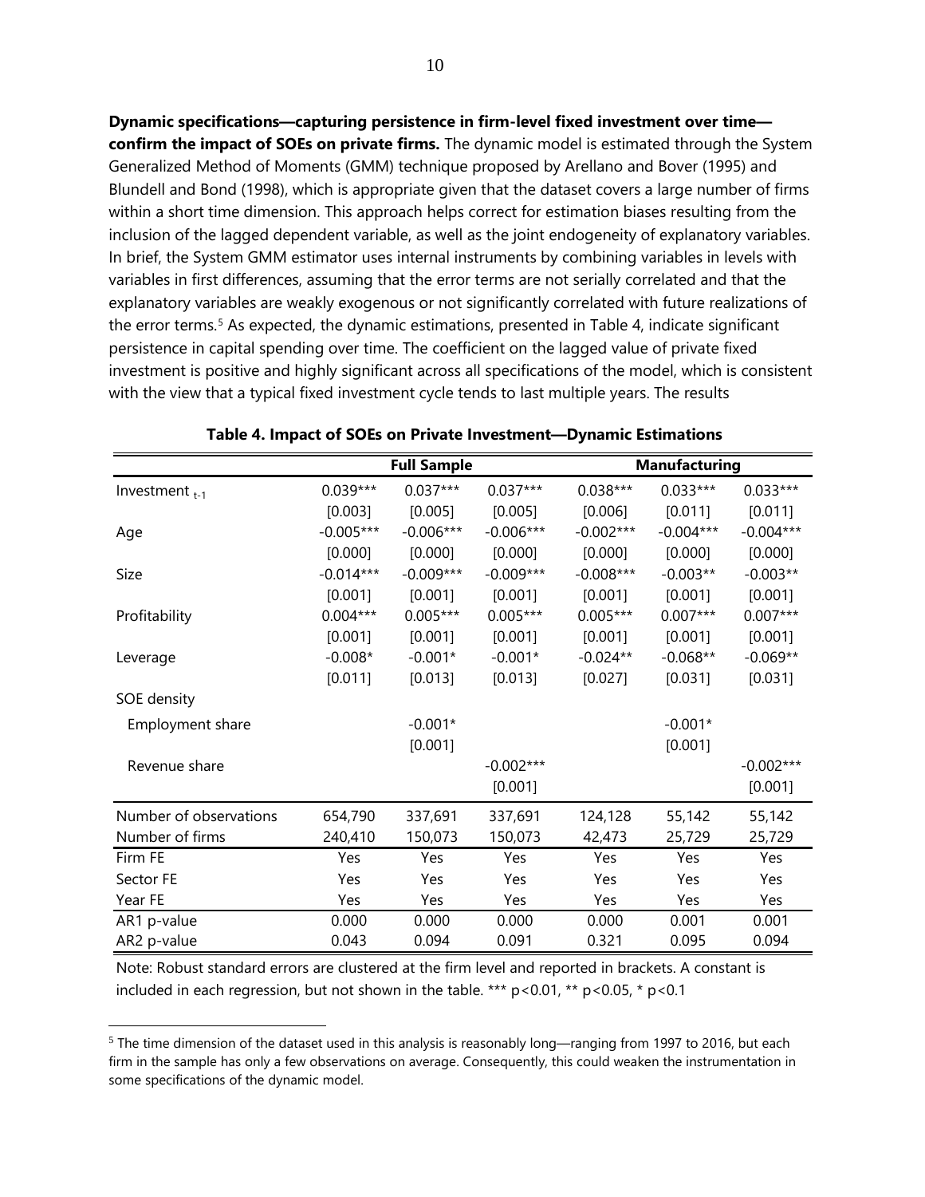**Dynamic specifications—capturing persistence in firm-level fixed investment over time—confirm the impact of SOEs on private firms.** The dynamic model is estimated through the System Generalized Method of Moments (GMM) technique proposed by Arellano and Bover (1995) and Blundell and Bond (1998), which is appropriate given that the dataset covers a large number of firms within a short time dimension. This approach helps correct for estimation biases resulting from the inclusion of the lagged dependent variable, as well as the joint endogeneity of explanatory variables. In brief, the System GMM estimator uses internal instruments by combining variables in levels with variables in first differences, assuming that the error terms are not serially correlated and that the explanatory variables are weakly exogenous or not significantly correlated with future realizations of the error terms.[5] As expected, the dynamic estimations, presented in Table 4, indicate significant persistence in capital spending over time. The coefficient on the lagged value of private fixed investment is positive and highly significant across all specifications of the model, which is consistent with the view that a typical fixed investment cycle tends to last multiple years. The results

**Table 4. Impact of SOEs on Private Investment—Dynamic Estimations**

| | Full Sample | | | Manufacturing | | |
|---|---|---|---|---|---|---|
| Investment $_{t-1}$ | 0.039*** | 0.037*** | 0.037*** | 0.038*** | 0.033*** | 0.033*** |
| | [0.003] | [0.005] | [0.005] | [0.006] | [0.011] | [0.011] |
| Age | -0.005*** | -0.006*** | -0.006*** | -0.002*** | -0.004*** | -0.004*** |
| | [0.000] | [0.000] | [0.000] | [0.000] | [0.000] | [0.000] |
| Size | -0.014*** | -0.009*** | -0.009*** | -0.008*** | -0.003** | -0.003** |
| | [0.001] | [0.001] | [0.001] | [0.001] | [0.001] | [0.001] |
| Profitability | 0.004*** | 0.005*** | 0.005*** | 0.005*** | 0.007*** | 0.007*** |
| | [0.001] | [0.001] | [0.001] | [0.001] | [0.001] | [0.001] |
| Leverage | -0.008* | -0.001* | -0.001* | -0.024** | -0.068** | -0.069** |
| | [0.011] | [0.013] | [0.013] | [0.027] | [0.031] | [0.031] |
| SOE density | | | | | | |
| Employment share | | -0.001* | | | -0.001* | |
| | | [0.001] | | | [0.001] | |
| Revenue share | | | -0.002*** | | | -0.002*** |
| | | | [0.001] | | | [0.001] |
| Number of observations | 654,790 | 337,691 | 337,691 | 124,128 | 55,142 | 55,142 |
| Number of firms | 240,410 | 150,073 | 150,073 | 42,473 | 25,729 | 25,729 |
| Firm FE | Yes | Yes | Yes | Yes | Yes | Yes |
| Sector FE | Yes | Yes | Yes | Yes | Yes | Yes |
| Year FE | Yes | Yes | Yes | Yes | Yes | Yes |
| AR1 p-value | 0.000 | 0.000 | 0.000 | 0.000 | 0.001 | 0.001 |
| AR2 p-value | 0.043 | 0.094 | 0.091 | 0.321 | 0.095 | 0.094 |

Note: Robust standard errors are clustered at the firm level and reported in brackets. A constant is included in each regression, but not shown in the table. *** $p<0.01$, ** $p<0.05$, * $p<0.1$

[5] The time dimension of the dataset used in this analysis is reasonably long—ranging from 1997 to 2016, but each firm in the sample has only a few observations on average. Consequently, this could weaken the instrumentation in some specifications of the dynamic model.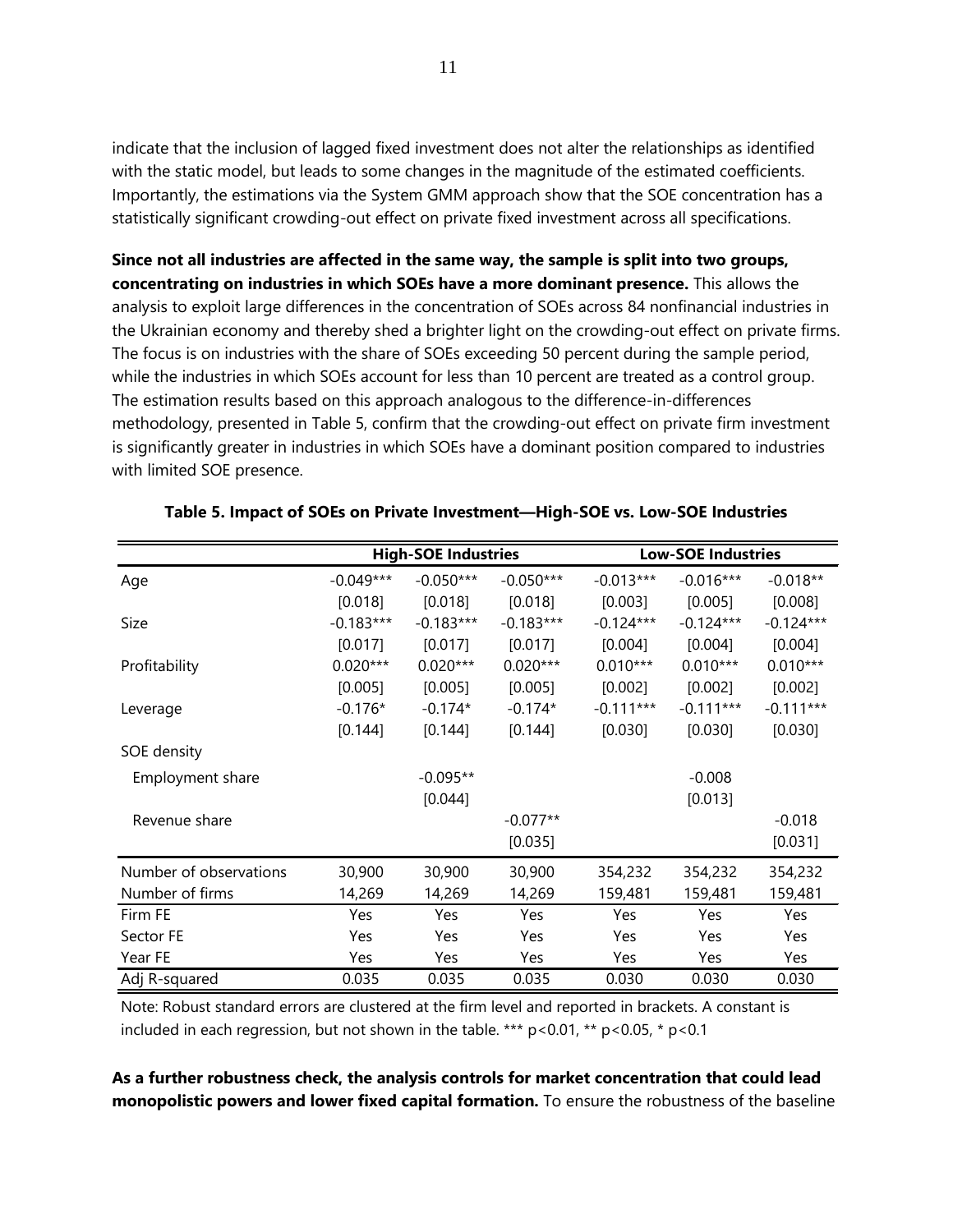indicate that the inclusion of lagged fixed investment does not alter the relationships as identified with the static model, but leads to some changes in the magnitude of the estimated coefficients. Importantly, the estimations via the System GMM approach show that the SOE concentration has a statistically significant crowding-out effect on private fixed investment across all specifications.

**Since not all industries are affected in the same way, the sample is split into two groups, concentrating on industries in which SOEs have a more dominant presence.** This allows the analysis to exploit large differences in the concentration of SOEs across 84 nonfinancial industries in the Ukrainian economy and thereby shed a brighter light on the crowding-out effect on private firms. The focus is on industries with the share of SOEs exceeding 50 percent during the sample period, while the industries in which SOEs account for less than 10 percent are treated as a control group. The estimation results based on this approach analogous to the difference-in-differences methodology, presented in Table 5, confirm that the crowding-out effect on private firm investment is significantly greater in industries in which SOEs have a dominant position compared to industries with limited SOE presence.

**Table 5. Impact of SOEs on Private Investment—High-SOE vs. Low-SOE Industries**

| | High-SOE Industries | | | Low-SOE Industries | | |
|---|---|---|---|---|---|---|
| Age | -0.049*** | -0.050*** | -0.050*** | -0.013*** | -0.016*** | -0.018** |
| | [0.018] | [0.018] | [0.018] | [0.003] | [0.005] | [0.008] |
| Size | -0.183*** | -0.183*** | -0.183*** | -0.124*** | -0.124*** | -0.124*** |
| | [0.017] | [0.017] | [0.017] | [0.004] | [0.004] | [0.004] |
| Profitability | 0.020*** | 0.020*** | 0.020*** | 0.010*** | 0.010*** | 0.010*** |
| | [0.005] | [0.005] | [0.005] | [0.002] | [0.002] | [0.002] |
| Leverage | -0.176* | -0.174* | -0.174* | -0.111*** | -0.111*** | -0.111*** |
| | [0.144] | [0.144] | [0.144] | [0.030] | [0.030] | [0.030] |
| SOE density | | | | | | |
| Employment share | | -0.095** | | | -0.008 | |
| | | [0.044] | | | [0.013] | |
| Revenue share | | | -0.077** | | | -0.018 |
| | | | [0.035] | | | [0.031] |
| Number of observations | 30,900 | 30,900 | 30,900 | 354,232 | 354,232 | 354,232 |
| Number of firms | 14,269 | 14,269 | 14,269 | 159,481 | 159,481 | 159,481 |
| Firm FE | Yes | Yes | Yes | Yes | Yes | Yes |
| Sector FE | Yes | Yes | Yes | Yes | Yes | Yes |
| Year FE | Yes | Yes | Yes | Yes | Yes | Yes |
| Adj R-squared | 0.035 | 0.035 | 0.035 | 0.030 | 0.030 | 0.030 |

Note: Robust standard errors are clustered at the firm level and reported in brackets. A constant is included in each regression, but not shown in the table. *** p<0.01, ** p<0.05, * p<0.1

**As a further robustness check, the analysis controls for market concentration that could lead monopolistic powers and lower fixed capital formation.** To ensure the robustness of the baseline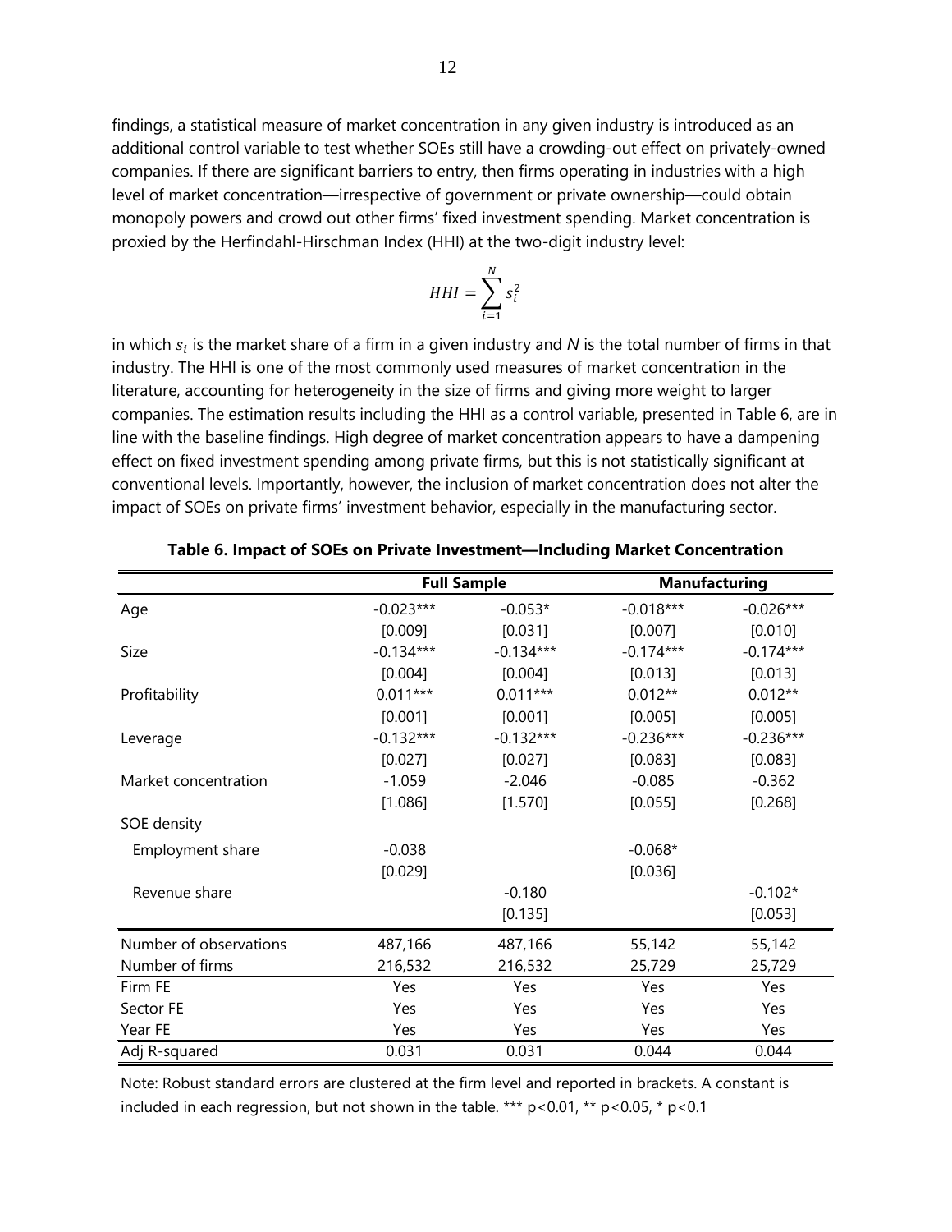findings, a statistical measure of market concentration in any given industry is introduced as an additional control variable to test whether SOEs still have a crowding-out effect on privately-owned companies. If there are significant barriers to entry, then firms operating in industries with a high level of market concentration—irrespective of government or private ownership—could obtain monopoly powers and crowd out other firms' fixed investment spending. Market concentration is proxied by the Herfindahl-Hirschman Index (HHI) at the two-digit industry level:

$$HHI = \sum_{i=1}^{N} s_i^2$$

in which $s_i$ is the market share of a firm in a given industry and *N* is the total number of firms in that industry. The HHI is one of the most commonly used measures of market concentration in the literature, accounting for heterogeneity in the size of firms and giving more weight to larger companies. The estimation results including the HHI as a control variable, presented in Table 6, are in line with the baseline findings. High degree of market concentration appears to have a dampening effect on fixed investment spending among private firms, but this is not statistically significant at conventional levels. Importantly, however, the inclusion of market concentration does not alter the impact of SOEs on private firms' investment behavior, especially in the manufacturing sector.

**Table 6. Impact of SOEs on Private Investment—Including Market Concentration**

| | Full Sample | | Manufacturing | |
|---|---|---|---|---|
| Age | -0.023*** | -0.053* | -0.018*** | -0.026*** |
| | [0.009] | [0.031] | [0.007] | [0.010] |
| Size | -0.134*** | -0.134*** | -0.174*** | -0.174*** |
| | [0.004] | [0.004] | [0.013] | [0.013] |
| Profitability | 0.011*** | 0.011*** | 0.012** | 0.012** |
| | [0.001] | [0.001] | [0.005] | [0.005] |
| Leverage | -0.132*** | -0.132*** | -0.236*** | -0.236*** |
| | [0.027] | [0.027] | [0.083] | [0.083] |
| Market concentration | -1.059 | -2.046 | -0.085 | -0.362 |
| | [1.086] | [1.570] | [0.055] | [0.268] |
| SOE density | | | | |
| Employment share | -0.038 | | -0.068* | |
| | [0.029] | | [0.036] | |
| Revenue share | | -0.180 | | -0.102* |
| | | [0.135] | | [0.053] |
| Number of observations | 487,166 | 487,166 | 55,142 | 55,142 |
| Number of firms | 216,532 | 216,532 | 25,729 | 25,729 |
| Firm FE | Yes | Yes | Yes | Yes |
| Sector FE | Yes | Yes | Yes | Yes |
| Year FE | Yes | Yes | Yes | Yes |
| Adj R-squared | 0.031 | 0.031 | 0.044 | 0.044 |

Note: Robust standard errors are clustered at the firm level and reported in brackets. A constant is included in each regression, but not shown in the table. *** p<0.01, ** p<0.05, * p<0.1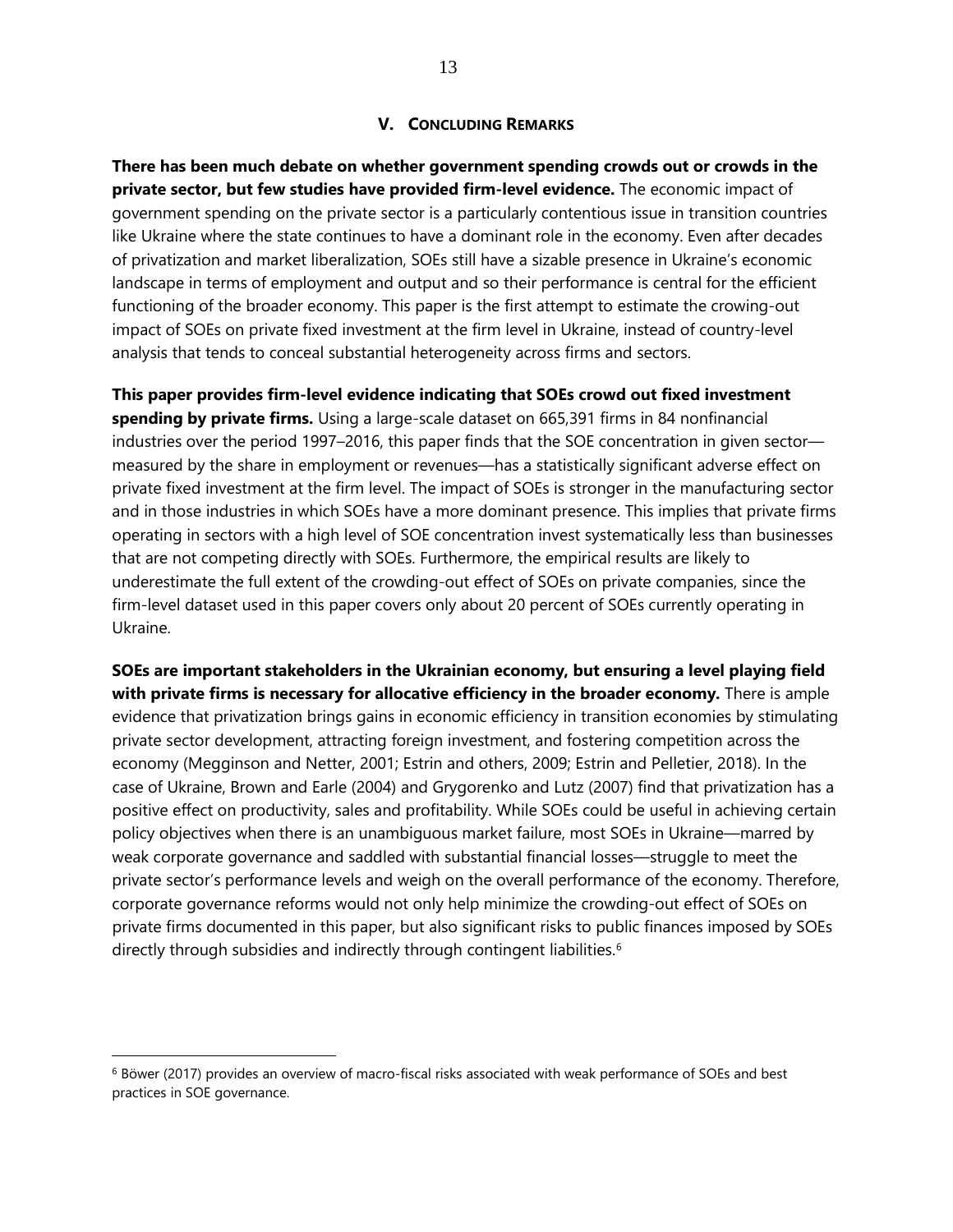## V. Concluding Remarks

**There has been much debate on whether government spending crowds out or crowds in the private sector, but few studies have provided firm-level evidence.** The economic impact of government spending on the private sector is a particularly contentious issue in transition countries like Ukraine where the state continues to have a dominant role in the economy. Even after decades of privatization and market liberalization, SOEs still have a sizable presence in Ukraine's economic landscape in terms of employment and output and so their performance is central for the efficient functioning of the broader economy. This paper is the first attempt to estimate the crowing-out impact of SOEs on private fixed investment at the firm level in Ukraine, instead of country-level analysis that tends to conceal substantial heterogeneity across firms and sectors.

**This paper provides firm-level evidence indicating that SOEs crowd out fixed investment spending by private firms.** Using a large-scale dataset on 665,391 firms in 84 nonfinancial industries over the period 1997–2016, this paper finds that the SOE concentration in given sector—measured by the share in employment or revenues—has a statistically significant adverse effect on private fixed investment at the firm level. The impact of SOEs is stronger in the manufacturing sector and in those industries in which SOEs have a more dominant presence. This implies that private firms operating in sectors with a high level of SOE concentration invest systematically less than businesses that are not competing directly with SOEs. Furthermore, the empirical results are likely to underestimate the full extent of the crowding-out effect of SOEs on private companies, since the firm-level dataset used in this paper covers only about 20 percent of SOEs currently operating in Ukraine.

**SOEs are important stakeholders in the Ukrainian economy, but ensuring a level playing field with private firms is necessary for allocative efficiency in the broader economy.** There is ample evidence that privatization brings gains in economic efficiency in transition economies by stimulating private sector development, attracting foreign investment, and fostering competition across the economy (Megginson and Netter, 2001; Estrin and others, 2009; Estrin and Pelletier, 2018). In the case of Ukraine, Brown and Earle (2004) and Grygorenko and Lutz (2007) find that privatization has a positive effect on productivity, sales and profitability. While SOEs could be useful in achieving certain policy objectives when there is an unambiguous market failure, most SOEs in Ukraine—marred by weak corporate governance and saddled with substantial financial losses—struggle to meet the private sector's performance levels and weigh on the overall performance of the economy. Therefore, corporate governance reforms would not only help minimize the crowding-out effect of SOEs on private firms documented in this paper, but also significant risks to public finances imposed by SOEs directly through subsidies and indirectly through contingent liabilities.[6]

[6] Böwer (2017) provides an overview of macro-fiscal risks associated with weak performance of SOEs and best practices in SOE governance.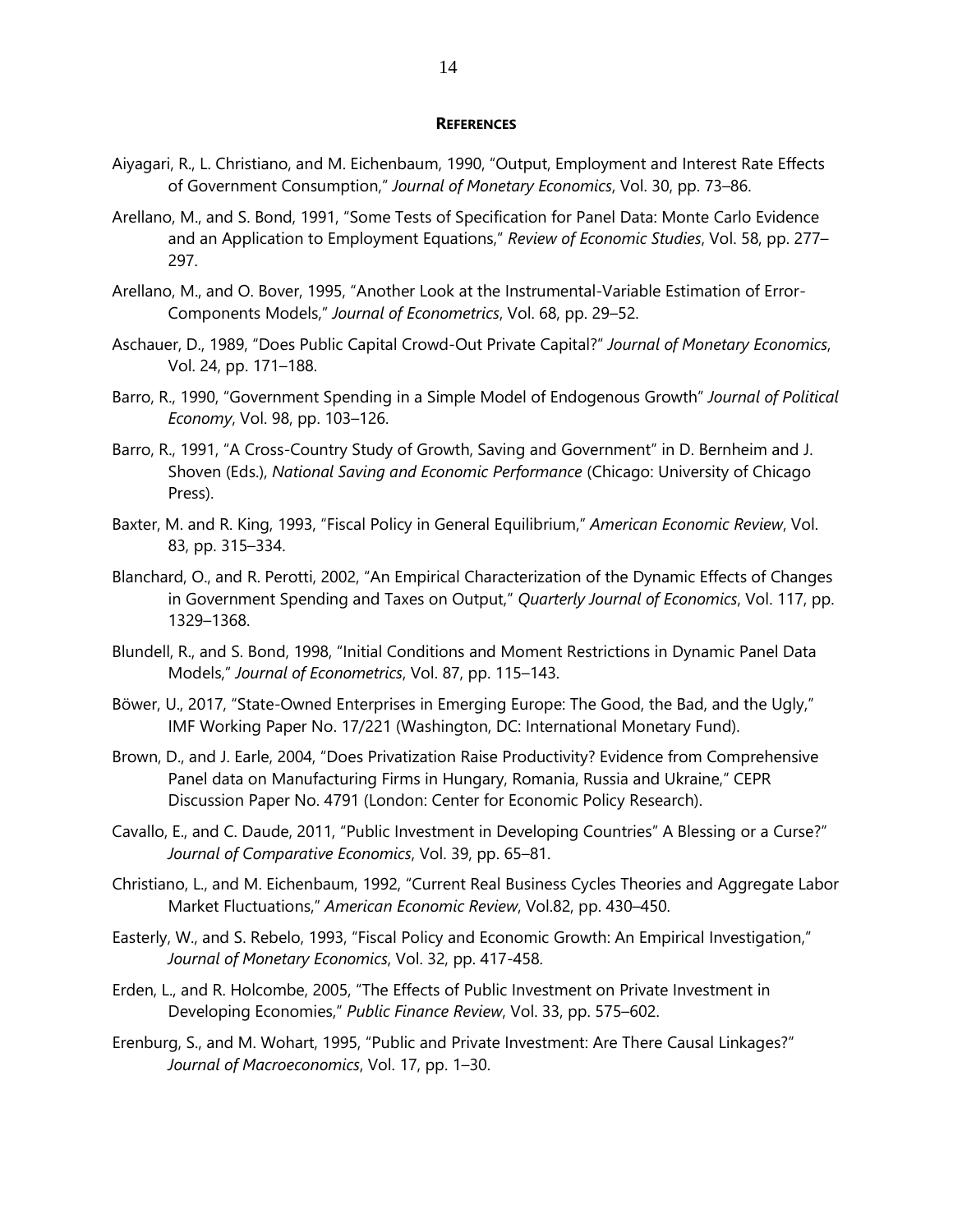## REFERENCES

Aiyagari, R., L. Christiano, and M. Eichenbaum, 1990, "Output, Employment and Interest Rate Effects of Government Consumption," *Journal of Monetary Economics*, Vol. 30, pp. 73–86.

Arellano, M., and S. Bond, 1991, "Some Tests of Specification for Panel Data: Monte Carlo Evidence and an Application to Employment Equations," *Review of Economic Studies*, Vol. 58, pp. 277–297.

Arellano, M., and O. Bover, 1995, "Another Look at the Instrumental-Variable Estimation of Error-Components Models," *Journal of Econometrics*, Vol. 68, pp. 29–52.

Aschauer, D., 1989, "Does Public Capital Crowd-Out Private Capital?" *Journal of Monetary Economics*, Vol. 24, pp. 171–188.

Barro, R., 1990, "Government Spending in a Simple Model of Endogenous Growth" *Journal of Political Economy*, Vol. 98, pp. 103–126.

Barro, R., 1991, "A Cross-Country Study of Growth, Saving and Government" in D. Bernheim and J. Shoven (Eds.), *National Saving and Economic Performance* (Chicago: University of Chicago Press).

Baxter, M. and R. King, 1993, "Fiscal Policy in General Equilibrium," *American Economic Review*, Vol. 83, pp. 315–334.

Blanchard, O., and R. Perotti, 2002, "An Empirical Characterization of the Dynamic Effects of Changes in Government Spending and Taxes on Output," *Quarterly Journal of Economics*, Vol. 117, pp. 1329–1368.

Blundell, R., and S. Bond, 1998, "Initial Conditions and Moment Restrictions in Dynamic Panel Data Models," *Journal of Econometrics*, Vol. 87, pp. 115–143.

Böwer, U., 2017, "State-Owned Enterprises in Emerging Europe: The Good, the Bad, and the Ugly," IMF Working Paper No. 17/221 (Washington, DC: International Monetary Fund).

Brown, D., and J. Earle, 2004, "Does Privatization Raise Productivity? Evidence from Comprehensive Panel data on Manufacturing Firms in Hungary, Romania, Russia and Ukraine," CEPR Discussion Paper No. 4791 (London: Center for Economic Policy Research).

Cavallo, E., and C. Daude, 2011, "Public Investment in Developing Countries" A Blessing or a Curse?" *Journal of Comparative Economics*, Vol. 39, pp. 65–81.

Christiano, L., and M. Eichenbaum, 1992, "Current Real Business Cycles Theories and Aggregate Labor Market Fluctuations," *American Economic Review*, Vol.82, pp. 430–450.

Easterly, W., and S. Rebelo, 1993, "Fiscal Policy and Economic Growth: An Empirical Investigation," *Journal of Monetary Economics*, Vol. 32, pp. 417-458.

Erden, L., and R. Holcombe, 2005, "The Effects of Public Investment on Private Investment in Developing Economies," *Public Finance Review*, Vol. 33, pp. 575–602.

Erenburg, S., and M. Wohart, 1995, "Public and Private Investment: Are There Causal Linkages?" *Journal of Macroeconomics*, Vol. 17, pp. 1–30.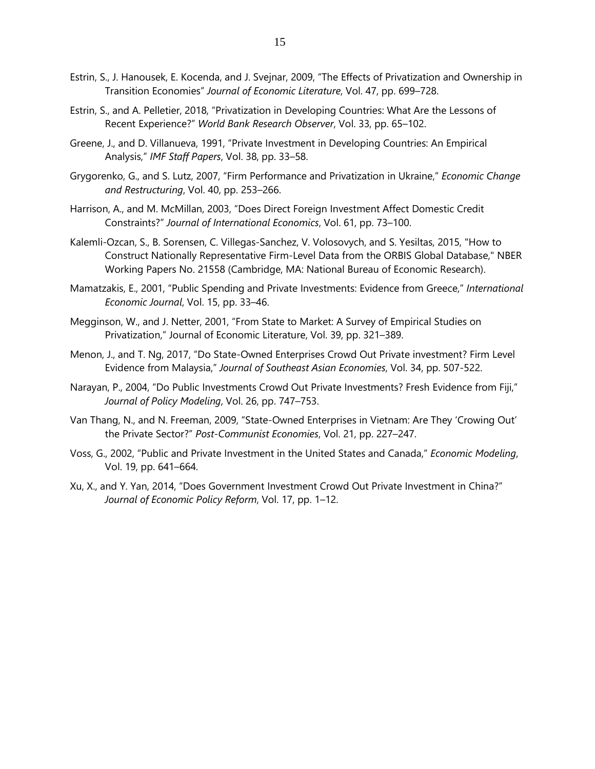Estrin, S., J. Hanousek, E. Kocenda, and J. Svejnar, 2009, "The Effects of Privatization and Ownership in Transition Economies" *Journal of Economic Literature*, Vol. 47, pp. 699–728.

Estrin, S., and A. Pelletier, 2018, "Privatization in Developing Countries: What Are the Lessons of Recent Experience?" *World Bank Research Observer*, Vol. 33, pp. 65–102.

Greene, J., and D. Villanueva, 1991, "Private Investment in Developing Countries: An Empirical Analysis," *IMF Staff Papers*, Vol. 38, pp. 33–58.

Grygorenko, G., and S. Lutz, 2007, "Firm Performance and Privatization in Ukraine," *Economic Change and Restructuring*, Vol. 40, pp. 253–266.

Harrison, A., and M. McMillan, 2003, "Does Direct Foreign Investment Affect Domestic Credit Constraints?" *Journal of International Economics*, Vol. 61, pp. 73–100.

Kalemli-Ozcan, S., B. Sorensen, C. Villegas-Sanchez, V. Volosovych, and S. Yesiltas, 2015, "How to Construct Nationally Representative Firm-Level Data from the ORBIS Global Database," NBER Working Papers No. 21558 (Cambridge, MA: National Bureau of Economic Research).

Mamatzakis, E., 2001, "Public Spending and Private Investments: Evidence from Greece," *International Economic Journal*, Vol. 15, pp. 33–46.

Megginson, W., and J. Netter, 2001, "From State to Market: A Survey of Empirical Studies on Privatization," Journal of Economic Literature, Vol. 39, pp. 321–389.

Menon, J., and T. Ng, 2017, "Do State-Owned Enterprises Crowd Out Private investment? Firm Level Evidence from Malaysia," *Journal of Southeast Asian Economies*, Vol. 34, pp. 507-522.

Narayan, P., 2004, "Do Public Investments Crowd Out Private Investments? Fresh Evidence from Fiji," *Journal of Policy Modeling*, Vol. 26, pp. 747–753.

Van Thang, N., and N. Freeman, 2009, "State-Owned Enterprises in Vietnam: Are They 'Crowing Out' the Private Sector?" *Post-Communist Economies*, Vol. 21, pp. 227–247.

Voss, G., 2002, "Public and Private Investment in the United States and Canada," *Economic Modeling*, Vol. 19, pp. 641–664.

Xu, X., and Y. Yan, 2014, "Does Government Investment Crowd Out Private Investment in China?" *Journal of Economic Policy Reform*, Vol. 17, pp. 1–12.